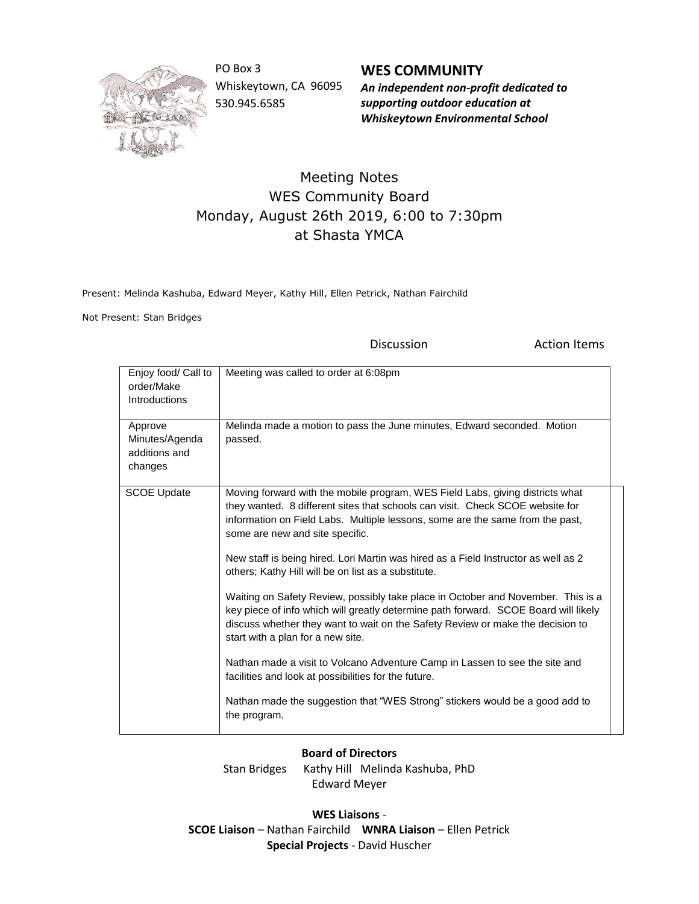PO Box 3
Whiskeytown, CA 96095
530.945.6585

**WES COMMUNITY**
***An independent non-profit dedicated to supporting outdoor education at Whiskeytown Environmental School***

# Meeting Notes
## WES Community Board
## Monday, August 26th 2019, 6:00 to 7:30pm
## at Shasta YMCA

Present: Melinda Kashuba, Edward Meyer, Kathy Hill, Ellen Petrick, Nathan Fairchild

Not Present: Stan Bridges

| | Discussion | Action Items |
|---|---|---|
| Enjoy food/ Call to order/Make Introductions | Meeting was called to order at 6:08pm | |
| Approve Minutes/Agenda additions and changes | Melinda made a motion to pass the June minutes, Edward seconded. Motion passed. | |
| SCOE Update | Moving forward with the mobile program, WES Field Labs, giving districts what they wanted. 8 different sites that schools can visit. Check SCOE website for information on Field Labs. Multiple lessons, some are the same from the past, some are new and site specific.<br><br>New staff is being hired. Lori Martin was hired as a Field Instructor as well as 2 others; Kathy Hill will be on list as a substitute.<br><br>Waiting on Safety Review, possibly take place in October and November. This is a key piece of info which will greatly determine path forward. SCOE Board will likely discuss whether they want to wait on the Safety Review or make the decision to start with a plan for a new site.<br><br>Nathan made a visit to Volcano Adventure Camp in Lassen to see the site and facilities and look at possibilities for the future.<br><br>Nathan made the suggestion that "WES Strong" stickers would be a good add to the program. | |

**Board of Directors**
Stan Bridges Kathy Hill Melinda Kashuba, PhD
Edward Meyer

**WES Liaisons** -
**SCOE Liaison** – Nathan Fairchild **WNRA Liaison** – Ellen Petrick
**Special Projects** - David Huscher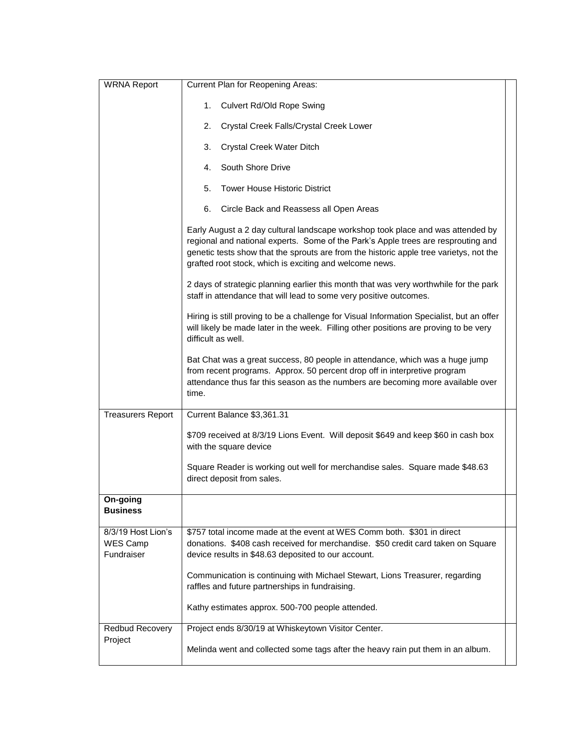| WRNA Report | Current Plan for Reopening Areas:<br><br>1. Culvert Rd/Old Rope Swing<br>2. Crystal Creek Falls/Crystal Creek Lower<br>3. Crystal Creek Water Ditch<br>4. South Shore Drive<br>5. Tower House Historic District<br>6. Circle Back and Reassess all Open Areas<br><br>Early August a 2 day cultural landscape workshop took place and was attended by regional and national experts. Some of the Park's Apple trees are resprouting and genetic tests show that the sprouts are from the historic apple tree varietys, not the grafted root stock, which is exciting and welcome news.<br><br>2 days of strategic planning earlier this month that was very worthwhile for the park staff in attendance that will lead to some very positive outcomes.<br><br>Hiring is still proving to be a challenge for Visual Information Specialist, but an offer will likely be made later in the week. Filling other positions are proving to be very difficult as well.<br><br>Bat Chat was a great success, 80 people in attendance, which was a huge jump from recent programs. Approx. 50 percent drop off in interpretive program attendance thus far this season as the numbers are becoming more available over time. | |
|---|---|---|
| Treasurers Report | Current Balance $3,361.31<br><br>$709 received at 8/3/19 Lions Event. Will deposit $649 and keep $60 in cash box with the square device<br><br>Square Reader is working out well for merchandise sales. Square made $48.63 direct deposit from sales. | |
| **On-going Business** | | |
| 8/3/19 Host Lion's WES Camp Fundraiser | $757 total income made at the event at WES Comm both. $301 in direct donations. $408 cash received for merchandise. $50 credit card taken on Square device results in $48.63 deposited to our account.<br><br>Communication is continuing with Michael Stewart, Lions Treasurer, regarding raffles and future partnerships in fundraising.<br><br>Kathy estimates approx. 500-700 people attended. | |
| Redbud Recovery Project | Project ends 8/30/19 at Whiskeytown Visitor Center.<br><br>Melinda went and collected some tags after the heavy rain put them in an album. | |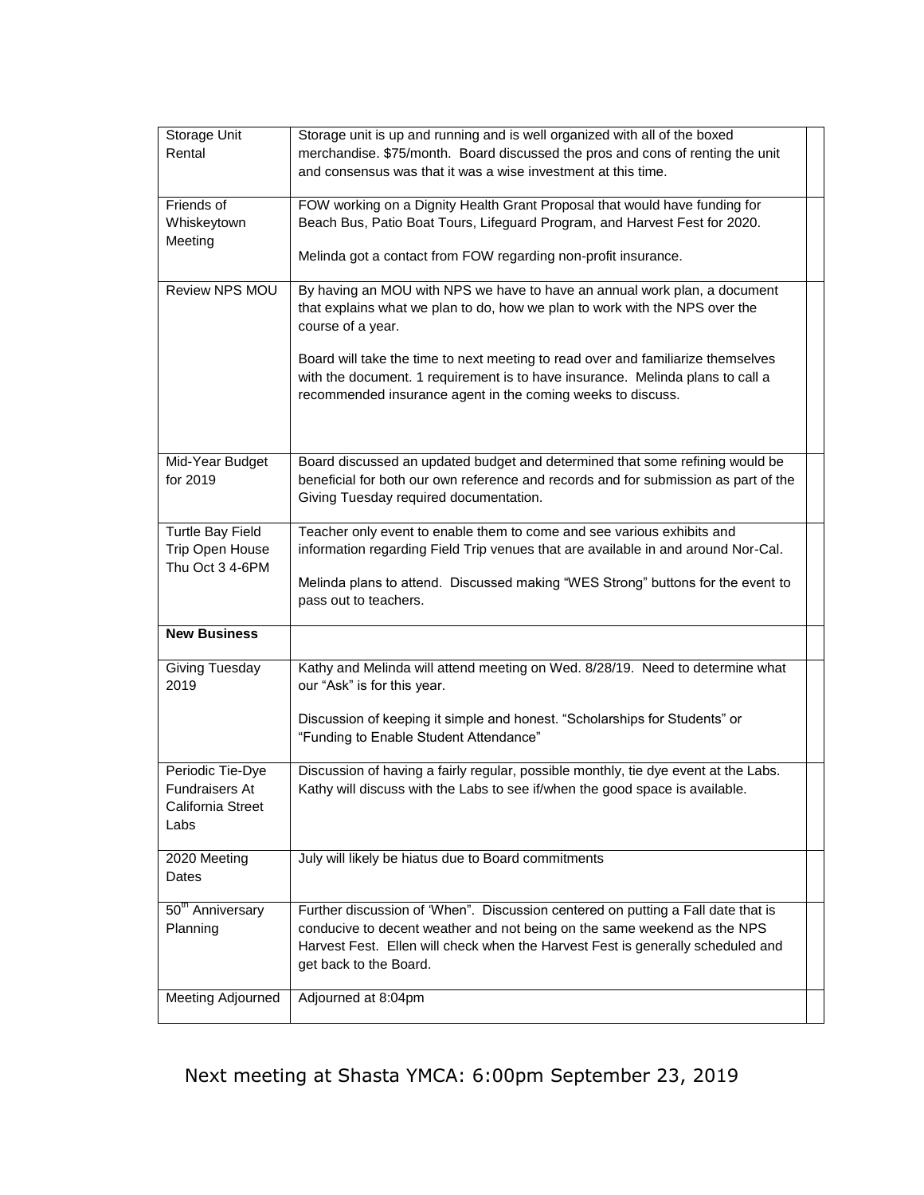| | | |
|---|---|---|
| Storage Unit Rental | Storage unit is up and running and is well organized with all of the boxed merchandise. $75/month. Board discussed the pros and cons of renting the unit and consensus was that it was a wise investment at this time. | |
| Friends of Whiskeytown Meeting | FOW working on a Dignity Health Grant Proposal that would have funding for Beach Bus, Patio Boat Tours, Lifeguard Program, and Harvest Fest for 2020.<br><br>Melinda got a contact from FOW regarding non-profit insurance. | |
| Review NPS MOU | By having an MOU with NPS we have to have an annual work plan, a document that explains what we plan to do, how we plan to work with the NPS over the course of a year.<br><br>Board will take the time to next meeting to read over and familiarize themselves with the document. 1 requirement is to have insurance. Melinda plans to call a recommended insurance agent in the coming weeks to discuss. | |
| Mid-Year Budget for 2019 | Board discussed an updated budget and determined that some refining would be beneficial for both our own reference and records and for submission as part of the Giving Tuesday required documentation. | |
| Turtle Bay Field Trip Open House Thu Oct 3 4-6PM | Teacher only event to enable them to come and see various exhibits and information regarding Field Trip venues that are available in and around Nor-Cal.<br><br>Melinda plans to attend. Discussed making "WES Strong" buttons for the event to pass out to teachers. | |
| **New Business** | | |
| Giving Tuesday 2019 | Kathy and Melinda will attend meeting on Wed. 8/28/19. Need to determine what our "Ask" is for this year.<br><br>Discussion of keeping it simple and honest. "Scholarships for Students" or "Funding to Enable Student Attendance" | |
| Periodic Tie-Dye Fundraisers At California Street Labs | Discussion of having a fairly regular, possible monthly, tie dye event at the Labs. Kathy will discuss with the Labs to see if/when the good space is available. | |
| 2020 Meeting Dates | July will likely be hiatus due to Board commitments | |
| 50th Anniversary Planning | Further discussion of 'When". Discussion centered on putting a Fall date that is conducive to decent weather and not being on the same weekend as the NPS Harvest Fest. Ellen will check when the Harvest Fest is generally scheduled and get back to the Board. | |
| Meeting Adjourned | Adjourned at 8:04pm | |

Next meeting at Shasta YMCA: 6:00pm September 23, 2019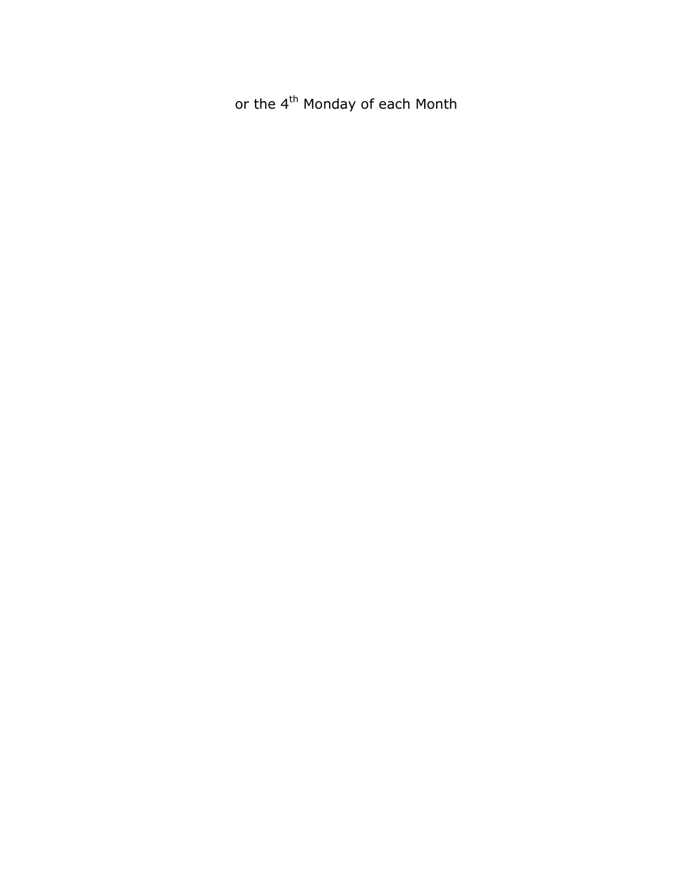or the 4th Monday of each Month